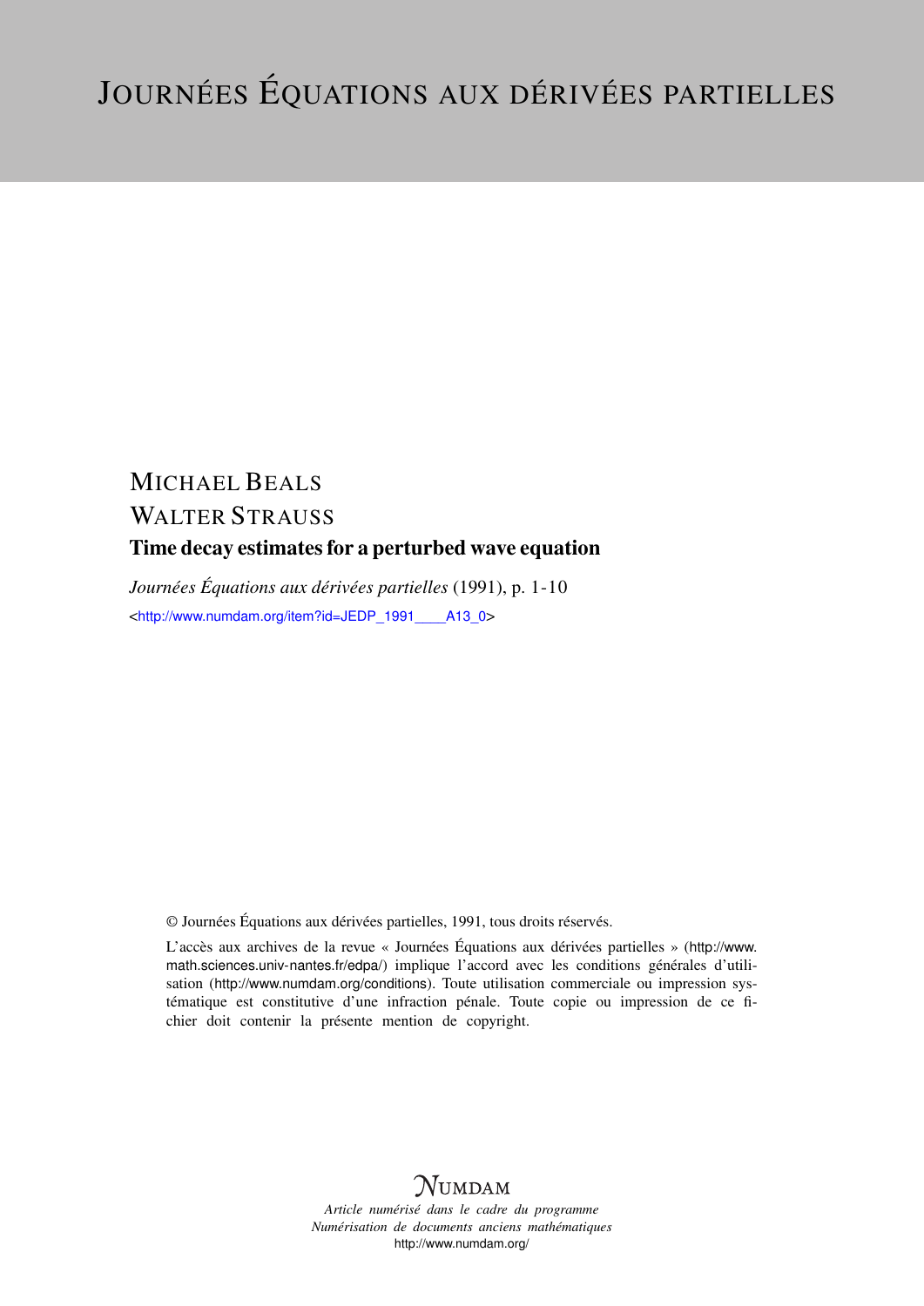# Journées Équations aux dérivées partielles

MICHAEL BEALS

WALTER STRAUSS

**Time decay estimates for a perturbed wave equation**

*Journées Équations aux dérivées partielles* (1991), p. 1-10

<http://www.numdam.org/item?id=JEDP_1991____A13_0>

© Journées Équations aux dérivées partielles, 1991, tous droits réservés.

L'accès aux archives de la revue « Journées Équations aux dérivées partielles » (http://www.math.sciences.univ-nantes.fr/edpa/) implique l'accord avec les conditions générales d'utilisation (http://www.numdam.org/conditions). Toute utilisation commerciale ou impression systématique est constitutive d'une infraction pénale. Toute copie ou impression de ce fichier doit contenir la présente mention de copyright.

NUMDAM

*Article numérisé dans le cadre du programme*
*Numérisation de documents anciens mathématiques*
http://www.numdam.org/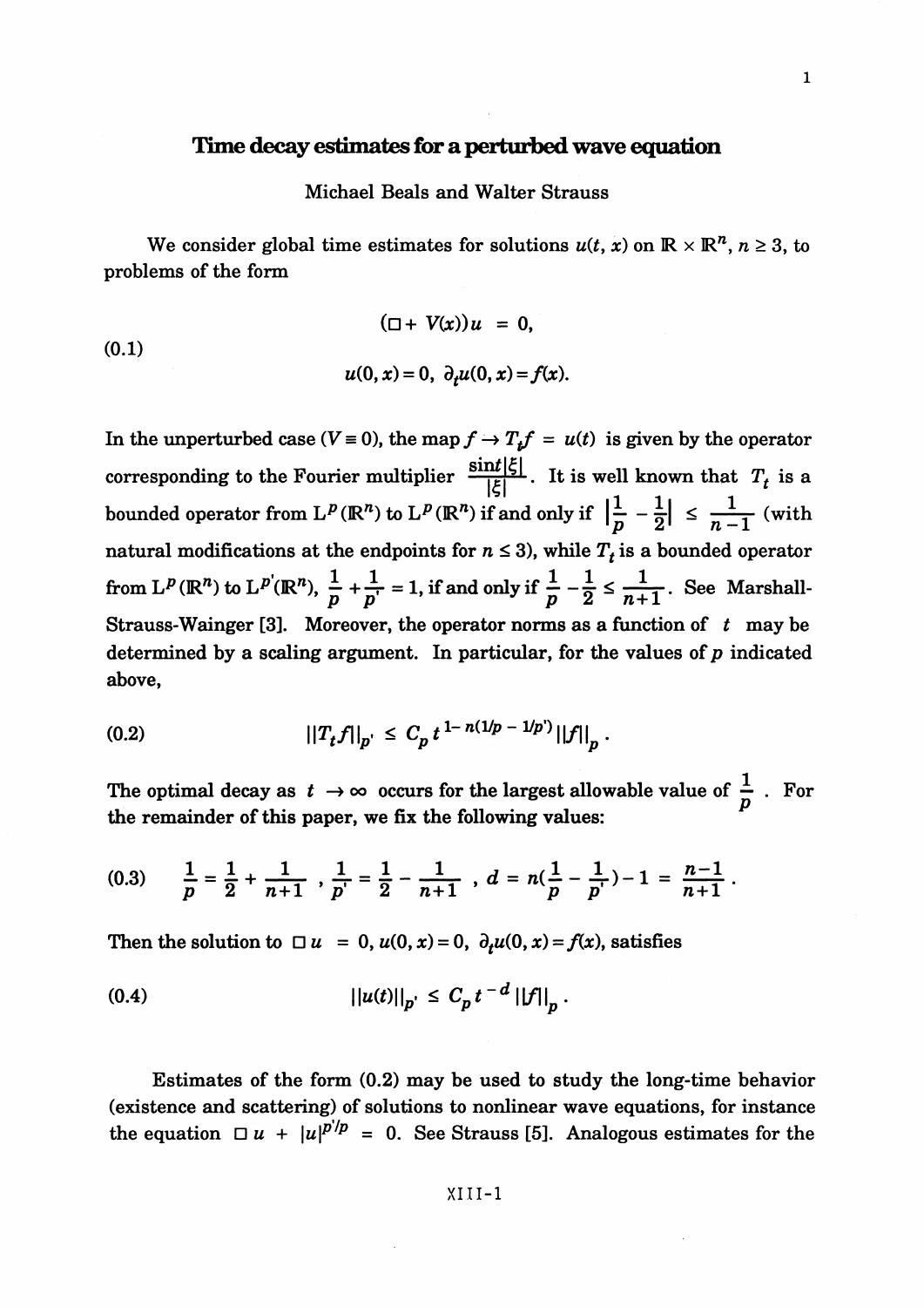# Time decay estimates for a perturbed wave equation

Michael Beals and Walter Strauss

We consider global time estimates for solutions $u(t, x)$ on $\mathbb{R} \times \mathbb{R}^n$, $n \geq 3$, to problems of the form

$$
(0.1) \qquad \begin{aligned} (\Box + V(x))u &= 0, \\ u(0, x) = 0, \ \partial_t u(0, x) &= f(x). \end{aligned}
$$

In the unperturbed case ($V \equiv 0$), the map $f \to T_t f = u(t)$ is given by the operator corresponding to the Fourier multiplier $\frac{\sin t|\xi|}{|\xi|}$. It is well known that $T_t$ is a bounded operator from $L^p(\mathbb{R}^n)$ to $L^p(\mathbb{R}^n)$ if and only if $\left|\frac{1}{p} - \frac{1}{2}\right| \leq \frac{1}{n-1}$ (with natural modifications at the endpoints for $n \leq 3$), while $T_t$ is a bounded operator from $L^p(\mathbb{R}^n)$ to $L^{p'}(\mathbb{R}^n)$, $\frac{1}{p} + \frac{1}{p'} = 1$, if and only if $\frac{1}{p} - \frac{1}{2} \leq \frac{1}{n+1}$. See Marshall-Strauss-Wainger [3]. Moreover, the operator norms as a function of $t$ may be determined by a scaling argument. In particular, for the values of $p$ indicated above,

$$
(0.2) \qquad \|T_t f\|_{p'} \leq C_p \, t^{1 - n(1/p - 1/p')} \|f\|_p .
$$

The optimal decay as $t \to \infty$ occurs for the largest allowable value of $\frac{1}{p}$. For the remainder of this paper, we fix the following values:

$$
(0.3) \qquad \frac{1}{p} = \frac{1}{2} + \frac{1}{n+1}, \ \frac{1}{p'} = \frac{1}{2} - \frac{1}{n+1}, \ d = n\left(\frac{1}{p} - \frac{1}{p'}\right) - 1 = \frac{n-1}{n+1}.
$$

Then the solution to $\Box u = 0$, $u(0, x) = 0$, $\partial_t u(0, x) = f(x)$, satisfies

$$
(0.4) \qquad \|u(t)\|_{p'} \leq C_p \, t^{-d} \|f\|_p .
$$

Estimates of the form (0.2) may be used to study the long-time behavior (existence and scattering) of solutions to nonlinear wave equations, for instance the equation $\Box u + |u|^{p'/p} = 0$. See Strauss [5]. Analogous estimates for the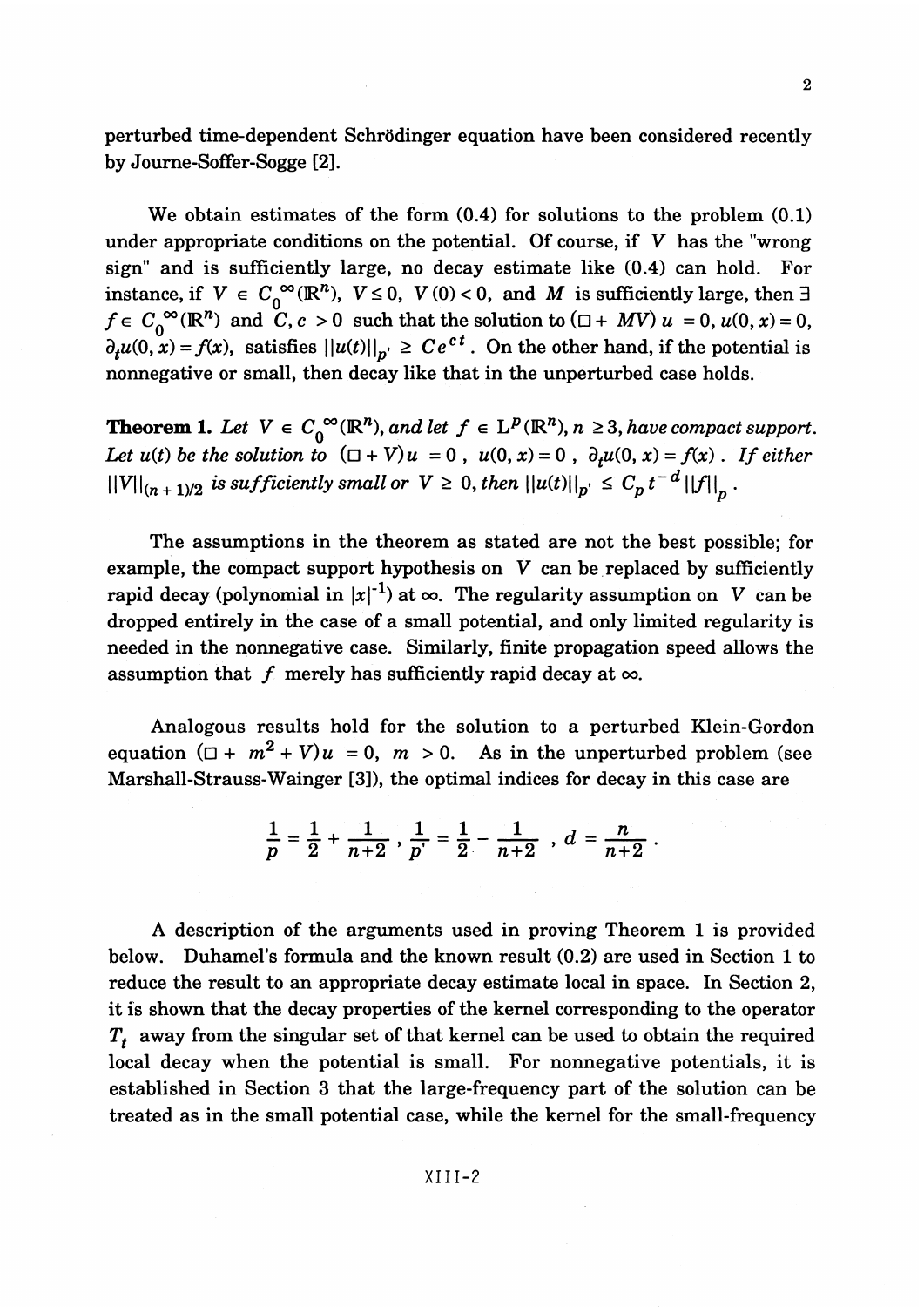perturbed time-dependent Schrödinger equation have been considered recently by Journe-Soffer-Sogge [2].

We obtain estimates of the form (0.4) for solutions to the problem (0.1) under appropriate conditions on the potential. Of course, if $V$ has the "wrong sign" and is sufficiently large, no decay estimate like (0.4) can hold. For instance, if $V \in C_0^\infty(\mathbb{R}^n)$, $V \leq 0$, $V(0) < 0$, and $M$ is sufficiently large, then $\exists$ $f \in C_0^\infty(\mathbb{R}^n)$ and $C, c > 0$ such that the solution to $(\Box + MV)\, u = 0$, $u(0, x) = 0$, $\partial_t u(0, x) = f(x)$, satisfies $\|u(t)\|_{p'} \geq Ce^{ct}$. On the other hand, if the potential is nonnegative or small, then decay like that in the unperturbed case holds.

**Theorem 1.** *Let $V \in C_0^\infty(\mathbb{R}^n)$, and let $f \in L^p(\mathbb{R}^n)$, $n \geq 3$, have compact support. Let $u(t)$ be the solution to $(\Box + V)u = 0$, $u(0, x) = 0$, $\partial_t u(0, x) = f(x)$. If either $\|V\|_{(n+1)/2}$ is sufficiently small or $V \geq 0$, then $\|u(t)\|_{p'} \leq C_p t^{-d} \|f\|_p$.*

The assumptions in the theorem as stated are not the best possible; for example, the compact support hypothesis on $V$ can be replaced by sufficiently rapid decay (polynomial in $|x|^{-1}$) at $\infty$. The regularity assumption on $V$ can be dropped entirely in the case of a small potential, and only limited regularity is needed in the nonnegative case. Similarly, finite propagation speed allows the assumption that $f$ merely has sufficiently rapid decay at $\infty$.

Analogous results hold for the solution to a perturbed Klein-Gordon equation $(\Box + m^2 + V)u = 0$, $m > 0$. As in the unperturbed problem (see Marshall-Strauss-Wainger [3]), the optimal indices for decay in this case are

$$\frac{1}{p} = \frac{1}{2} + \frac{1}{n+2}\,, \quad \frac{1}{p'} = \frac{1}{2} - \frac{1}{n+2}\,, \quad d = \frac{n}{n+2}\,.$$

A description of the arguments used in proving Theorem 1 is provided below. Duhamel's formula and the known result (0.2) are used in Section 1 to reduce the result to an appropriate decay estimate local in space. In Section 2, it is shown that the decay properties of the kernel corresponding to the operator $T_t$ away from the singular set of that kernel can be used to obtain the required local decay when the potential is small. For nonnegative potentials, it is established in Section 3 that the large-frequency part of the solution can be treated as in the small potential case, while the kernel for the small-frequency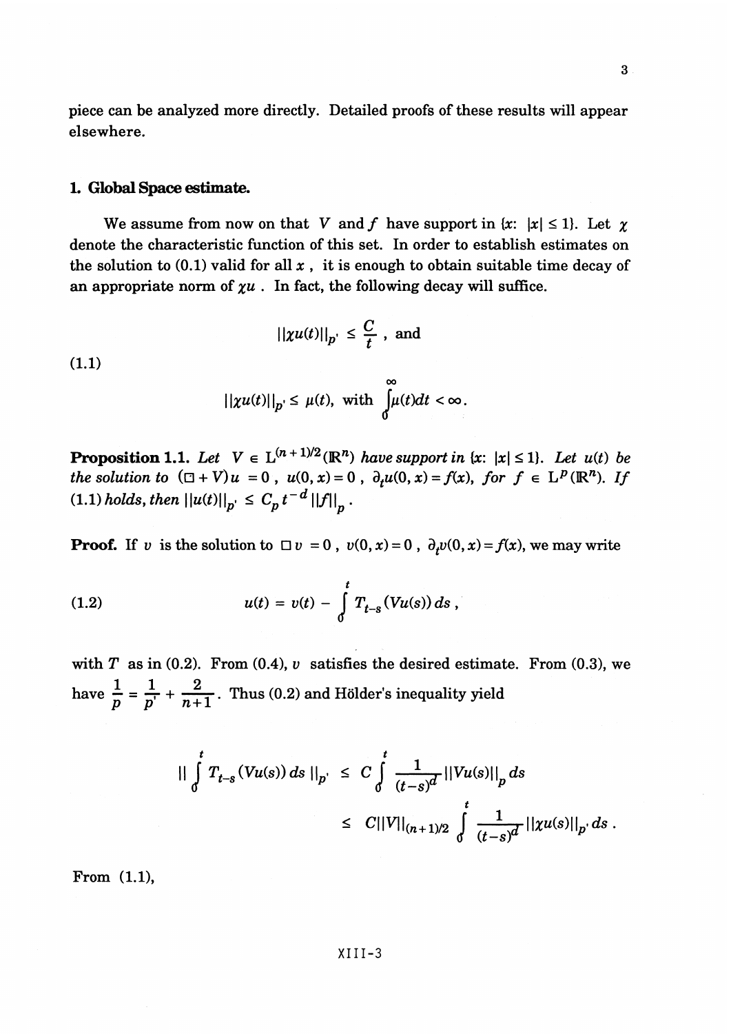piece can be analyzed more directly. Detailed proofs of these results will appear elsewhere.

## 1. Global Space estimate.

We assume from now on that $V$ and $f$ have support in $\{x: \ |x| \le 1\}$. Let $\chi$ denote the characteristic function of this set. In order to establish estimates on the solution to (0.1) valid for all $x$, it is enough to obtain suitable time decay of an appropriate norm of $\chi u$. In fact, the following decay will suffice.

$$
\|\chi u(t)\|_{p'} \le \frac{C}{t}, \text{ and}
\tag{1.1}
$$

$$
\|\chi u(t)\|_{p'} \le \mu(t), \text{ with } \int_0^\infty \mu(t)dt < \infty .
$$

**Proposition 1.1.** *Let $V \in L^{(n+1)/2}(\mathbb{R}^n)$ have support in $\{x: \ |x| \le 1\}$. Let $u(t)$ be the solution to $(\Box + V)u = 0$, $u(0,x) = 0$, $\partial_t u(0,x) = f(x)$, for $f \in L^p(\mathbb{R}^n)$. If (1.1) holds, then $\|u(t)\|_{p'} \le C_p t^{-d} \|f\|_p$.*

**Proof.** If $v$ is the solution to $\Box v = 0$, $v(0,x) = 0$, $\partial_t v(0,x) = f(x)$, we may write

$$
u(t) = v(t) - \int_0^t T_{t-s}(Vu(s))\, ds ,
\tag{1.2}
$$

with $T$ as in (0.2). From (0.4), $v$ satisfies the desired estimate. From (0.3), we have $\frac{1}{p} = \frac{1}{p'} + \frac{2}{n+1}$. Thus (0.2) and Hölder's inequality yield

$$
\begin{aligned}
\left\| \int_0^t T_{t-s}(Vu(s))\, ds \right\|_{p'} &\le C \int_0^t \frac{1}{(t-s)^d} \|Vu(s)\|_p \, ds \\
&\le C \|V\|_{(n+1)/2} \int_0^t \frac{1}{(t-s)^d} \|\chi u(s)\|_{p'} \, ds .
\end{aligned}
$$

From (1.1),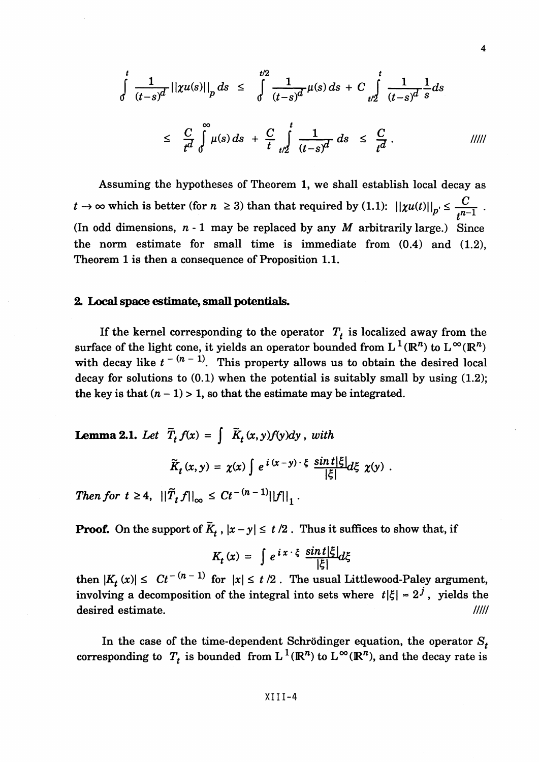$$\int_0^t \frac{1}{(t-s)^d} \|\chi u(s)\|_p \, ds \;\le\; \int_0^{t/2} \frac{1}{(t-s)^d} \mu(s)\, ds \;+\; C \int_{t/2}^t \frac{1}{(t-s)^d} \frac{1}{s} ds$$

$$\le\; \frac{C}{t^d} \int_0^\infty \mu(s)\, ds \;+\; \frac{C}{t} \int_{t/2}^t \frac{1}{(t-s)^d}\, ds \;\le\; \frac{C}{t^d} . \qquad /////$$

Assuming the hypotheses of Theorem 1, we shall establish local decay as $t \to \infty$ which is better (for $n \ge 3$) than that required by (1.1): $\|\chi u(t)\|_{p'} \le \frac{C}{t^{n-1}}$ . (In odd dimensions, $n$ - 1 may be replaced by any $M$ arbitrarily large.) Since the norm estimate for small time is immediate from (0.4) and (1.2), Theorem 1 is then a consequence of Proposition 1.1.

## 2. Local space estimate, small potentials.

If the kernel corresponding to the operator $T_t$ is localized away from the surface of the light cone, it yields an operator bounded from $L^1(\mathbb{R}^n)$ to $L^\infty(\mathbb{R}^n)$ with decay like $t^{-(n-1)}$. This property allows us to obtain the desired local decay for solutions to (0.1) when the potential is suitably small by using (1.2); the key is that $(n-1) > 1$, so that the estimate may be integrated.

**Lemma 2.1.** *Let* $\widetilde{T}_t f(x) = \int \widetilde{K}_t(x,y) f(y) dy$ , *with*

$$\widetilde{K}_t(x,y) = \chi(x) \int e^{i(x-y)\cdot\xi} \frac{\sin t|\xi|}{|\xi|} d\xi \; \chi(y) .$$

*Then for* $t \ge 4$, $\|\widetilde{T}_t f\|_\infty \le C t^{-(n-1)} \|f\|_1$ .

**Proof.** On the support of $\widetilde{K}_t$ , $|x-y| \le t/2$ . Thus it suffices to show that, if

$$K_t(x) = \int e^{ix\cdot\xi} \frac{\sin t|\xi|}{|\xi|} d\xi$$

then $|K_t(x)| \le C t^{-(n-1)}$ for $|x| \le t/2$ . The usual Littlewood-Paley argument, involving a decomposition of the integral into sets where $t|\xi| \approx 2^j$ , yields the desired estimate. /////

In the case of the time-dependent Schrödinger equation, the operator $S_t$ corresponding to $T_t$ is bounded from $L^1(\mathbb{R}^n)$ to $L^\infty(\mathbb{R}^n)$, and the decay rate is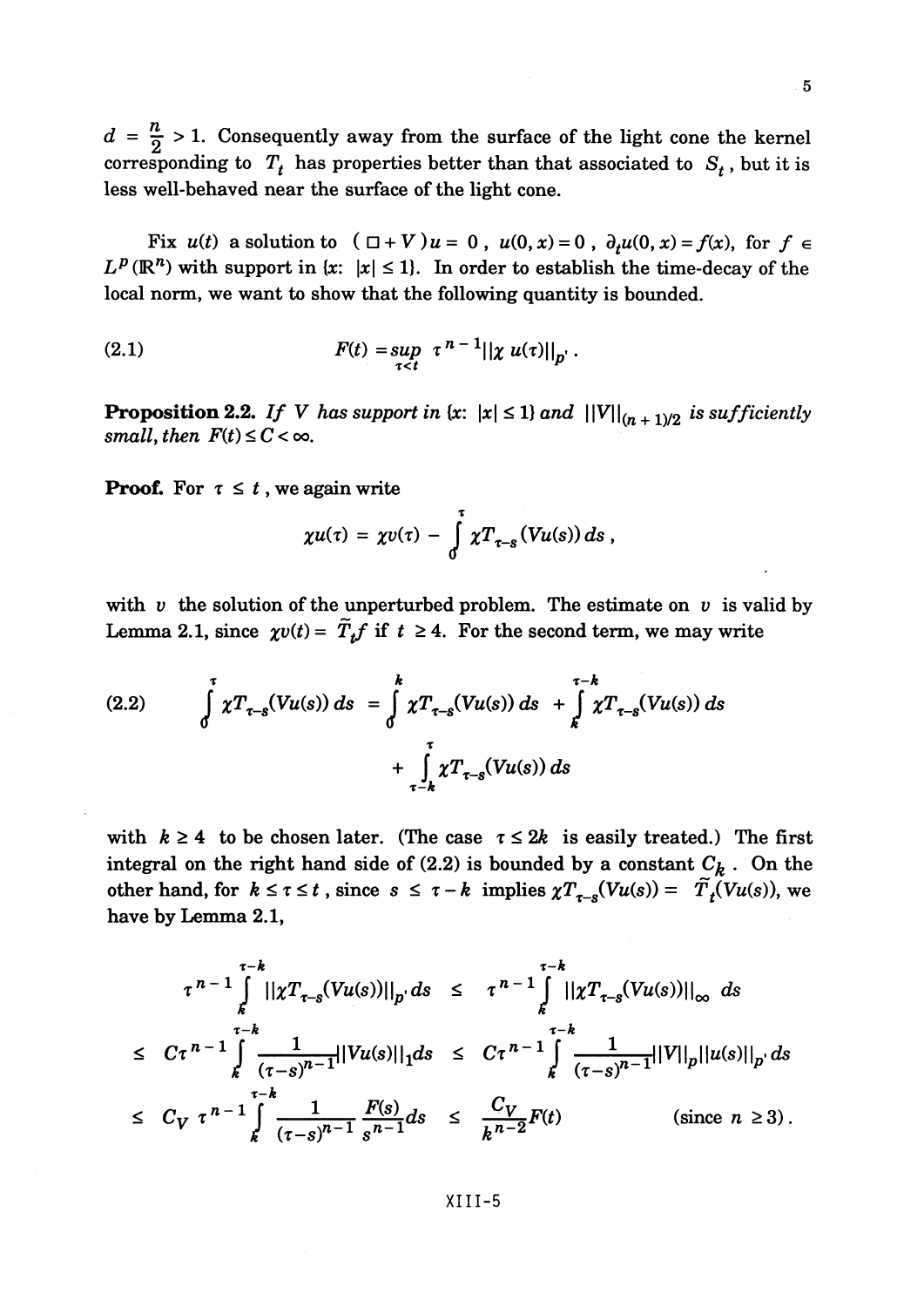$d = \frac{n}{2} > 1$. Consequently away from the surface of the light cone the kernel corresponding to $T_t$ has properties better than that associated to $S_t$, but it is less well-behaved near the surface of the light cone.

Fix $u(t)$ a solution to $(\square + V)u = 0$, $u(0,x) = 0$, $\partial_t u(0,x) = f(x)$, for $f \in L^p(\mathbb{R}^n)$ with support in $\{x: |x| \le 1\}$. In order to establish the time-decay of the local norm, we want to show that the following quantity is bounded.

$$F(t) = \sup_{\tau < t} \tau^{n-1} \|\chi u(\tau)\|_{p'} . \tag{2.1}$$

**Proposition 2.2.** *If $V$ has support in $\{x: |x| \le 1\}$ and $\|V\|_{(n+1)/2}$ is sufficiently small, then $F(t) \le C < \infty$.*

**Proof.** For $\tau \le t$, we again write

$$\chi u(\tau) = \chi v(\tau) - \int_0^\tau \chi T_{\tau - s}(Vu(s))\, ds ,$$

with $v$ the solution of the unperturbed problem. The estimate on $v$ is valid by Lemma 2.1, since $\chi v(t) = \widetilde{T}_t f$ if $t \ge 4$. For the second term, we may write

$$\int_0^\tau \chi T_{\tau-s}(Vu(s))\, ds = \int_0^k \chi T_{\tau-s}(Vu(s))\, ds + \int_k^{\tau-k} \chi T_{\tau-s}(Vu(s))\, ds + \int_{\tau-k}^{\tau} \chi T_{\tau-s}(Vu(s))\, ds \tag{2.2}$$

with $k \ge 4$ to be chosen later. (The case $\tau \le 2k$ is easily treated.) The first integral on the right hand side of (2.2) is bounded by a constant $C_k$. On the other hand, for $k \le \tau \le t$, since $s \le \tau - k$ implies $\chi T_{\tau-s}(Vu(s)) = \widetilde{T}_t(Vu(s))$, we have by Lemma 2.1,

$$\begin{aligned}
\tau^{n-1} \int_k^{\tau-k} \|\chi T_{\tau-s}(Vu(s))\|_{p'} ds &\le \tau^{n-1} \int_k^{\tau-k} \|\chi T_{\tau-s}(Vu(s))\|_\infty \, ds \\
\le C\tau^{n-1} \int_k^{\tau-k} \frac{1}{(\tau-s)^{n-1}} \|Vu(s)\|_1 ds &\le C\tau^{n-1} \int_k^{\tau-k} \frac{1}{(\tau-s)^{n-1}} \|V\|_p \|u(s)\|_{p'} ds \\
\le C_V\, \tau^{n-1} \int_k^{\tau-k} \frac{1}{(\tau-s)^{n-1}} \frac{F(s)}{s^{n-1}} ds &\le \frac{C_V}{k^{n-2}} F(t) \qquad \text{(since } n \ge 3\text{)}.
\end{aligned}$$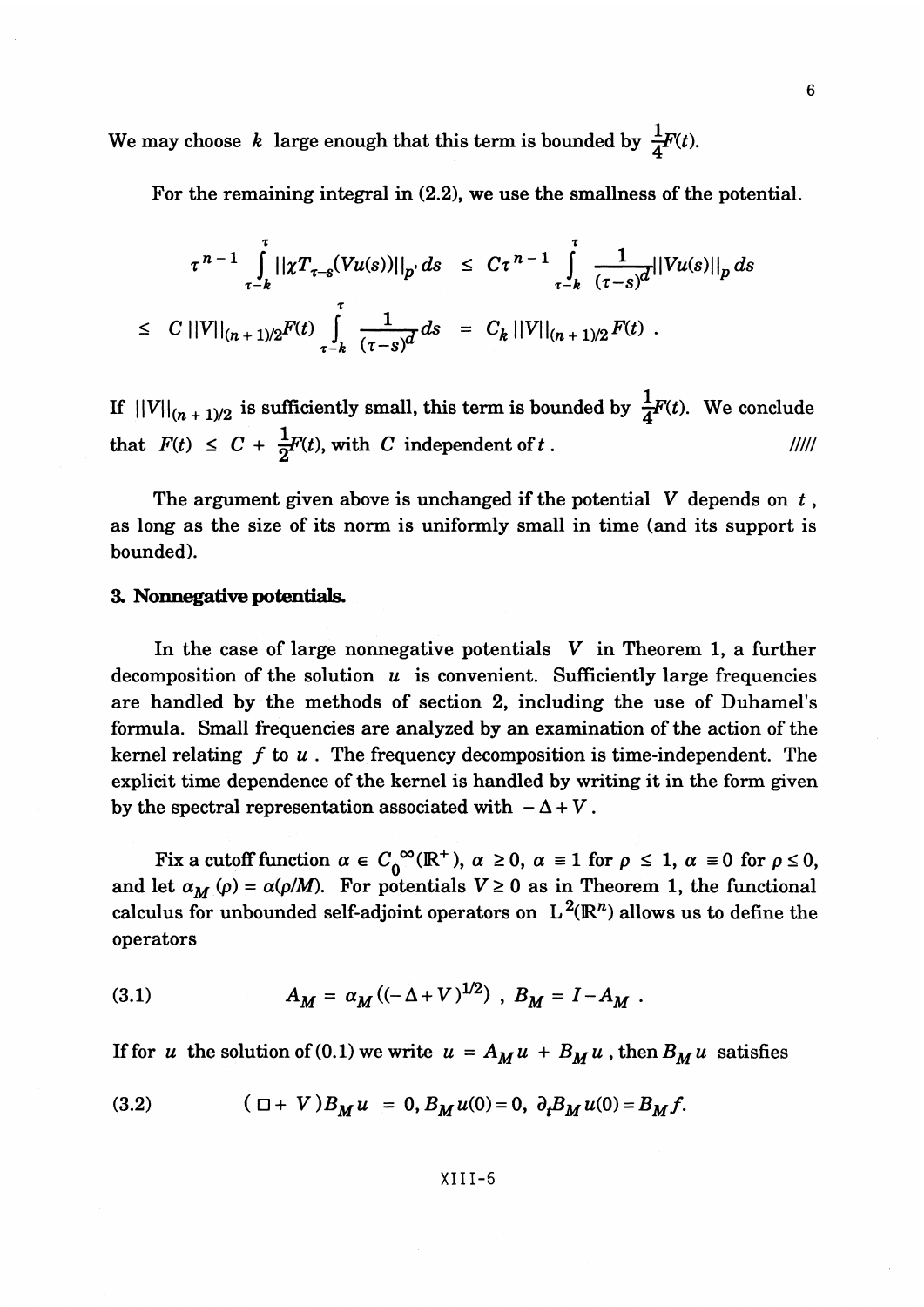We may choose $k$ large enough that this term is bounded by $\frac{1}{4}F(t)$.

For the remaining integral in (2.2), we use the smallness of the potential.

$$
\tau^{n-1} \int_{\tau-k}^{\tau} \|\chi T_{\tau-s}(Vu(s))\|_{p'} \, ds \;\leq\; C\tau^{n-1} \int_{\tau-k}^{\tau} \frac{1}{(\tau-s)^d} \|Vu(s)\|_p \, ds
$$

$$
\leq\; C\, \|V\|_{(n+1)/2} F(t) \int_{\tau-k}^{\tau} \frac{1}{(\tau-s)^d} \, ds \;=\; C_k \, \|V\|_{(n+1)/2} F(t) \;.
$$

If $\|V\|_{(n+1)/2}$ is sufficiently small, this term is bounded by $\frac{1}{4}F(t)$. We conclude that $F(t) \leq C + \frac{1}{2}F(t)$, with $C$ independent of $t$. /////

The argument given above is unchanged if the potential $V$ depends on $t$, as long as the size of its norm is uniformly small in time (and its support is bounded).

## 3. Nonnegative potentials.

In the case of large nonnegative potentials $V$ in Theorem 1, a further decomposition of the solution $u$ is convenient. Sufficiently large frequencies are handled by the methods of section 2, including the use of Duhamel's formula. Small frequencies are analyzed by an examination of the action of the kernel relating $f$ to $u$. The frequency decomposition is time-independent. The explicit time dependence of the kernel is handled by writing it in the form given by the spectral representation associated with $-\Delta + V$.

Fix a cutoff function $\alpha \in C_0^{\infty}(\mathbb{R}^+)$, $\alpha \geq 0$, $\alpha \equiv 1$ for $\rho \leq 1$, $\alpha \equiv 0$ for $\rho \leq 0$, and let $\alpha_M(\rho) = \alpha(\rho/M)$. For potentials $V \geq 0$ as in Theorem 1, the functional calculus for unbounded self-adjoint operators on $L^2(\mathbb{R}^n)$ allows us to define the operators

$$
A_M = \alpha_M((-\Delta + V)^{1/2}) \;, \; B_M = I - A_M \;. \tag{3.1}
$$

If for $u$ the solution of (0.1) we write $u = A_M u + B_M u$, then $B_M u$ satisfies

$$
(\Box + V) B_M u \;=\; 0, B_M u(0) = 0, \; \partial_t B_M u(0) = B_M f. \tag{3.2}
$$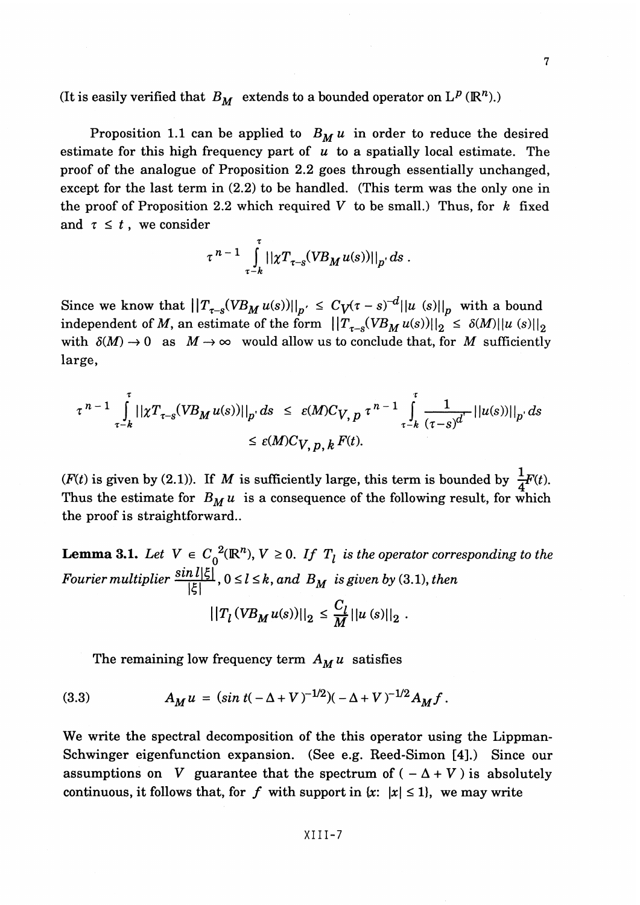(It is easily verified that $B_M$ extends to a bounded operator on $L^p(\mathbb{R}^n)$.)

Proposition 1.1 can be applied to $B_M u$ in order to reduce the desired estimate for this high frequency part of $u$ to a spatially local estimate. The proof of the analogue of Proposition 2.2 goes through essentially unchanged, except for the last term in (2.2) to be handled. (This term was the only one in the proof of Proposition 2.2 which required $V$ to be small.) Thus, for $k$ fixed and $\tau \le t$, we consider

$$\tau^{n-1} \int_{\tau-k}^{\tau} ||\chi T_{\tau-s}(VB_M u(s))||_{p'} \, ds \, .$$

Since we know that $||T_{\tau-s}(VB_M u(s))||_{p'} \le C_V(\tau - s)^{-d}||u\,(s)||_p$ with a bound independent of $M$, an estimate of the form $||T_{\tau-s}(VB_M u(s))||_2 \le \delta(M)||u\,(s)||_2$ with $\delta(M) \to 0$ as $M \to \infty$ would allow us to conclude that, for $M$ sufficiently large,

$$\tau^{n-1} \int_{\tau-k}^{\tau} ||\chi T_{\tau-s}(VB_M u(s))||_{p'} \, ds \;\le\; \varepsilon(M)C_{V,\,p}\, \tau^{n-1} \int_{\tau-k}^{\tau} \frac{1}{(\tau-s)^{d'}} ||u(s))||_{p'} \, ds$$
$$\le \varepsilon(M)C_{V,\,p,\,k}\, F(t).$$

($F(t)$ is given by (2.1)). If $M$ is sufficiently large, this term is bounded by $\frac{1}{4}F(t)$. Thus the estimate for $B_M u$ is a consequence of the following result, for which the proof is straightforward..

**Lemma 3.1.** *Let $V \in C_0^{\,2}(\mathbb{R}^n)$, $V \ge 0$. If $T_l$ is the operator corresponding to the Fourier multiplier $\frac{\sin l|\xi|}{|\xi|}$, $0 \le l \le k$, and $B_M$ is given by (3.1), then*

$$||T_l\,(VB_M u(s))||_2 \;\le\; \frac{C_l}{M}||u\,(s)||_2 \, .$$

The remaining low frequency term $A_M u$ satisfies

$$A_M u \;=\; (\sin t(-\Delta + V)^{-1/2})(-\Delta + V)^{-1/2} A_M f \, . \tag{3.3}$$

We write the spectral decomposition of the this operator using the Lippman-Schwinger eigenfunction expansion. (See e.g. Reed-Simon [4].) Since our assumptions on $V$ guarantee that the spectrum of $(-\Delta + V)$ is absolutely continuous, it follows that, for $f$ with support in $\{x\colon\, |x| \le 1\}$, we may write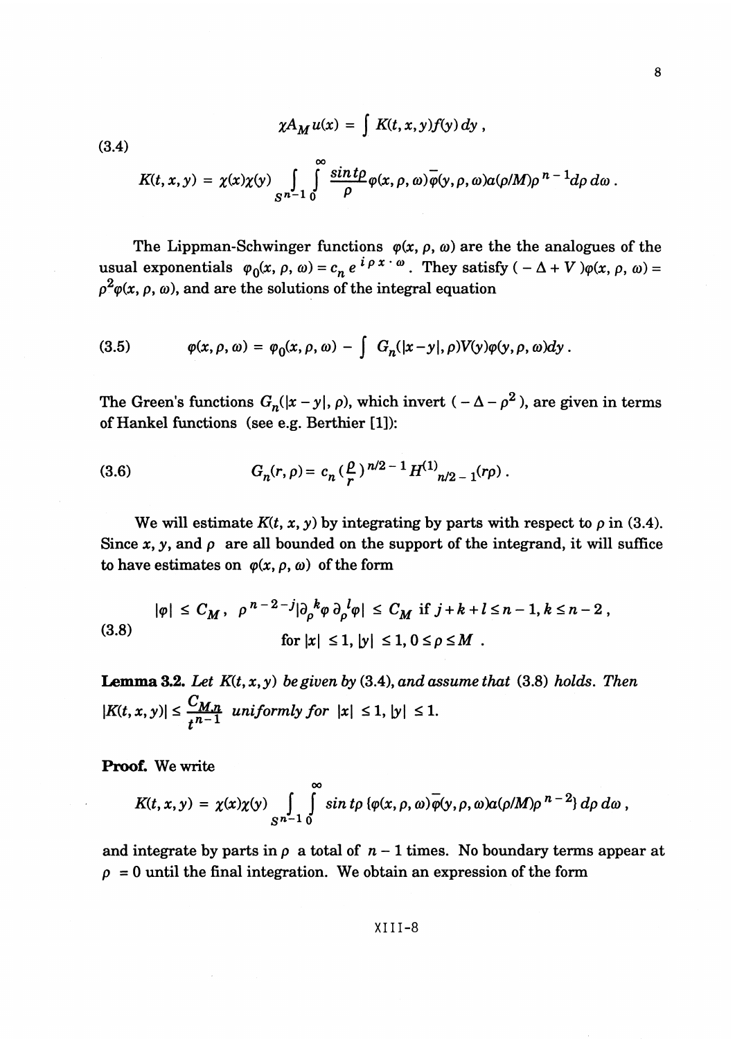$$\chi A_M u(x) = \int K(t,x,y) f(y)\, dy \,,$$

(3.4)

$$K(t,x,y) = \chi(x)\chi(y) \int_{S^{n-1}} \int_0^\infty \frac{\sin t\rho}{\rho} \varphi(x,\rho,\omega)\bar{\varphi}(y,\rho,\omega) a(\rho/M)\rho^{\,n-1} d\rho\, d\omega \,.$$

The Lippman-Schwinger functions $\varphi(x, \rho, \omega)$ are the the analogues of the usual exponentials $\varphi_0(x, \rho, \omega) = c_n\, e^{\,i\rho\, x\cdot\omega}$. They satisfy $(-\Delta + V)\varphi(x,\rho,\omega) = \rho^2\varphi(x,\rho,\omega)$, and are the solutions of the integral equation

$$\varphi(x,\rho,\omega) = \varphi_0(x,\rho,\omega) - \int G_n(|x-y|,\rho) V(y)\varphi(y,\rho,\omega) dy \,. \tag{3.5}$$

The Green's functions $G_n(|x-y|, \rho)$, which invert $(-\Delta - \rho^2)$, are given in terms of Hankel functions (see e.g. Berthier [1]):

$$G_n(r,\rho) = c_n \left(\frac{\rho}{r}\right)^{n/2-1} H^{(1)}_{n/2-1}(r\rho) \,. \tag{3.6}$$

We will estimate $K(t, x, y)$ by integrating by parts with respect to $\rho$ in (3.4). Since $x$, $y$, and $\rho$ are all bounded on the support of the integrand, it will suffice to have estimates on $\varphi(x, \rho, \omega)$ of the form

(3.8)

$$|\varphi| \le C_M \,,\ \ \rho^{\,n-2-j} |\partial_\rho{}^k \varphi\, \partial_\rho{}^l \varphi| \le C_M \text{ if } j+k+l \le n-1,\, k \le n-2 \,,$$
$$\text{for } |x| \le 1,\, |y| \le 1,\, 0 \le \rho \le M \,.$$

**Lemma 3.2.** *Let $K(t,x,y)$ be given by* (3.4), *and assume that* (3.8) *holds. Then* $|K(t,x,y)| \le \dfrac{C_{M,n}}{t^{n-1}}$ *uniformly for* $|x| \le 1$, $|y| \le 1$.

**Proof.** We write

$$K(t,x,y) = \chi(x)\chi(y) \int_{S^{n-1}} \int_0^\infty \sin t\rho\, \{\varphi(x,\rho,\omega)\bar{\varphi}(y,\rho,\omega) a(\rho/M)\rho^{\,n-2}\}\, d\rho\, d\omega \,,$$

and integrate by parts in $\rho$ a total of $n-1$ times. No boundary terms appear at $\rho = 0$ until the final integration. We obtain an expression of the form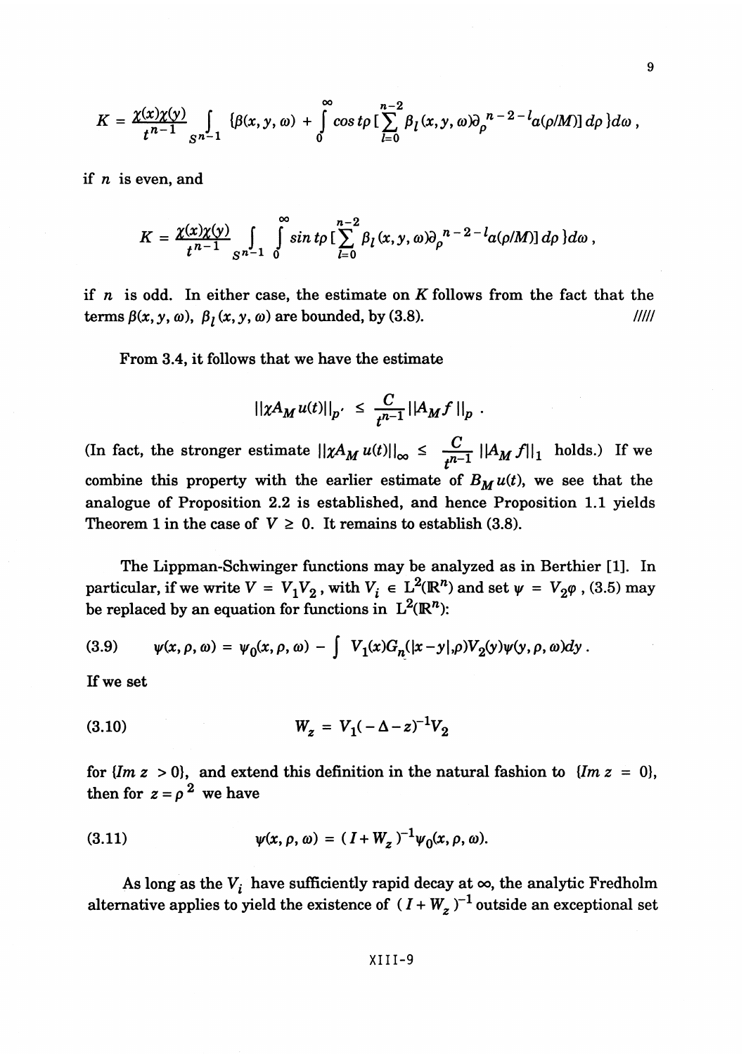$$K = \frac{\chi(x)\chi(y)}{t^{n-1}} \int_{S^{n-1}} \{\beta(x,y,\omega) + \int_0^\infty \cos t\rho \,[\sum_{l=0}^{n-2} \beta_l(x,y,\omega)\partial_\rho^{\,n-2-l} a(\rho/M)]\, d\rho\,\} d\omega\,,$$

if $n$ is even, and

$$K = \frac{\chi(x)\chi(y)}{t^{n-1}} \int_{S^{n-1}} \int_0^\infty \sin t\rho \,[\sum_{l=0}^{n-2} \beta_l(x,y,\omega)\partial_\rho^{\,n-2-l} a(\rho/M)]\, d\rho\,\} d\omega\,,$$

if $n$ is odd. In either case, the estimate on $K$ follows from the fact that the terms $\beta(x, y, \omega)$, $\beta_l(x, y, \omega)$ are bounded, by (3.8). /////

From 3.4, it follows that we have the estimate

$$\|\chi A_M u(t)\|_{p'} \leq \frac{C}{t^{n-1}} \|A_M f\|_p \;.$$

(In fact, the stronger estimate $\|\chi A_M u(t)\|_\infty \leq \dfrac{C}{t^{n-1}} \|A_M f\|_1$ holds.) If we combine this property with the earlier estimate of $B_M u(t)$, we see that the analogue of Proposition 2.2 is established, and hence Proposition 1.1 yields Theorem 1 in the case of $V \geq 0$. It remains to establish (3.8).

The Lippman-Schwinger functions may be analyzed as in Berthier [1]. In particular, if we write $V = V_1 V_2$, with $V_i \in L^2(\mathbb{R}^n)$ and set $\psi = V_2\varphi$, (3.5) may be replaced by an equation for functions in $L^2(\mathbb{R}^n)$:

$$\psi(x,\rho,\omega) = \psi_0(x,\rho,\omega) - \int V_1(x) G_n(|x-y|,\rho) V_2(y)\psi(y,\rho,\omega)dy\,. \tag{3.9}$$

If we set

$$W_z = V_1(-\Delta - z)^{-1} V_2 \tag{3.10}$$

for $\{Im\; z > 0\}$, and extend this definition in the natural fashion to $\{Im\; z = 0\}$, then for $z = \rho^2$ we have

$$\psi(x,\rho,\omega) = (I + W_z)^{-1}\psi_0(x,\rho,\omega). \tag{3.11}$$

As long as the $V_i$ have sufficiently rapid decay at $\infty$, the analytic Fredholm alternative applies to yield the existence of $(I + W_z)^{-1}$ outside an exceptional set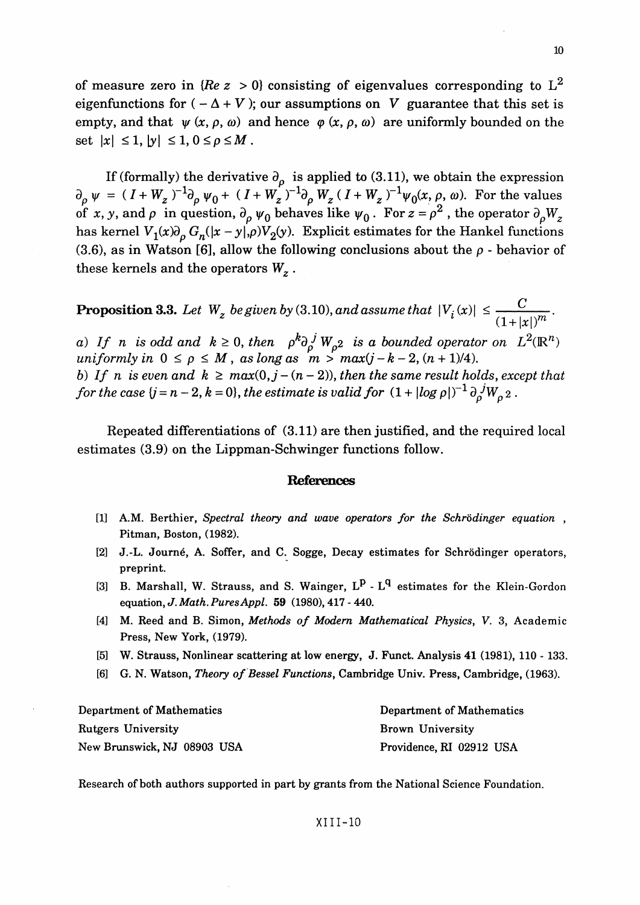of measure zero in $\{Re\ z > 0\}$ consisting of eigenvalues corresponding to $L^2$ eigenfunctions for $(-\Delta + V)$; our assumptions on $V$ guarantee that this set is empty, and that $\psi(x, \rho, \omega)$ and hence $\varphi(x, \rho, \omega)$ are uniformly bounded on the set $|x| \leq 1, |y| \leq 1, 0 \leq \rho \leq M$.

If (formally) the derivative $\partial_\rho$ is applied to (3.11), we obtain the expression $\partial_\rho \psi = (I + W_z)^{-1} \partial_\rho \psi_0 + (I + W_z)^{-1} \partial_\rho W_z (I + W_z)^{-1} \psi_0(x, \rho, \omega)$. For the values of $x, y$, and $\rho$ in question, $\partial_\rho \psi_0$ behaves like $\psi_0$. For $z = \rho^2$, the operator $\partial_\rho W_z$ has kernel $V_1(x) \partial_\rho G_n(|x - y|, \rho) V_2(y)$. Explicit estimates for the Hankel functions (3.6), as in Watson [6], allow the following conclusions about the $\rho$ - behavior of these kernels and the operators $W_z$.

**Proposition 3.3.** *Let $W_z$ be given by (3.10), and assume that $|V_i(x)| \leq \dfrac{C}{(1 + |x|)^m}$.*

*a) If $n$ is odd and $k \geq 0$, then $\rho^k \partial_\rho^j W_{\rho 2}$ is a bounded operator on $L^2(\mathbb{R}^n)$ uniformly in $0 \leq \rho \leq M$, as long as $m > max(j - k - 2, (n+1)/4)$.*

*b) If $n$ is even and $k \geq max(0, j - (n-2))$, then the same result holds, except that for the case $\{j = n - 2, k = 0\}$, the estimate is valid for $(1 + |log\ \rho|)^{-1} \partial_\rho^j W_{\rho 2}$.*

Repeated differentiations of (3.11) are then justified, and the required local estimates (3.9) on the Lippman-Schwinger functions follow.

## References

[1] A.M. Berthier, *Spectral theory and wave operators for the Schrödinger equation*, Pitman, Boston, (1982).

[2] J.-L. Journé, A. Soffer, and C. Sogge, Decay estimates for Schrödinger operators, preprint.

[3] B. Marshall, W. Strauss, and S. Wainger, $L^p$ - $L^q$ estimates for the Klein-Gordon equation, *J. Math. Pures Appl.* **59** (1980), 417 - 440.

[4] M. Reed and B. Simon, *Methods of Modern Mathematical Physics*, V. 3, Academic Press, New York, (1979).

[5] W. Strauss, Nonlinear scattering at low energy, J. Funct. Analysis **41** (1981), 110 - 133.

[6] G. N. Watson, *Theory of Bessel Functions*, Cambridge Univ. Press, Cambridge, (1963).

Department of Mathematics
Rutgers University
New Brunswick, NJ 08903 USA

Department of Mathematics
Brown University
Providence, RI 02912 USA

Research of both authors supported in part by grants from the National Science Foundation.